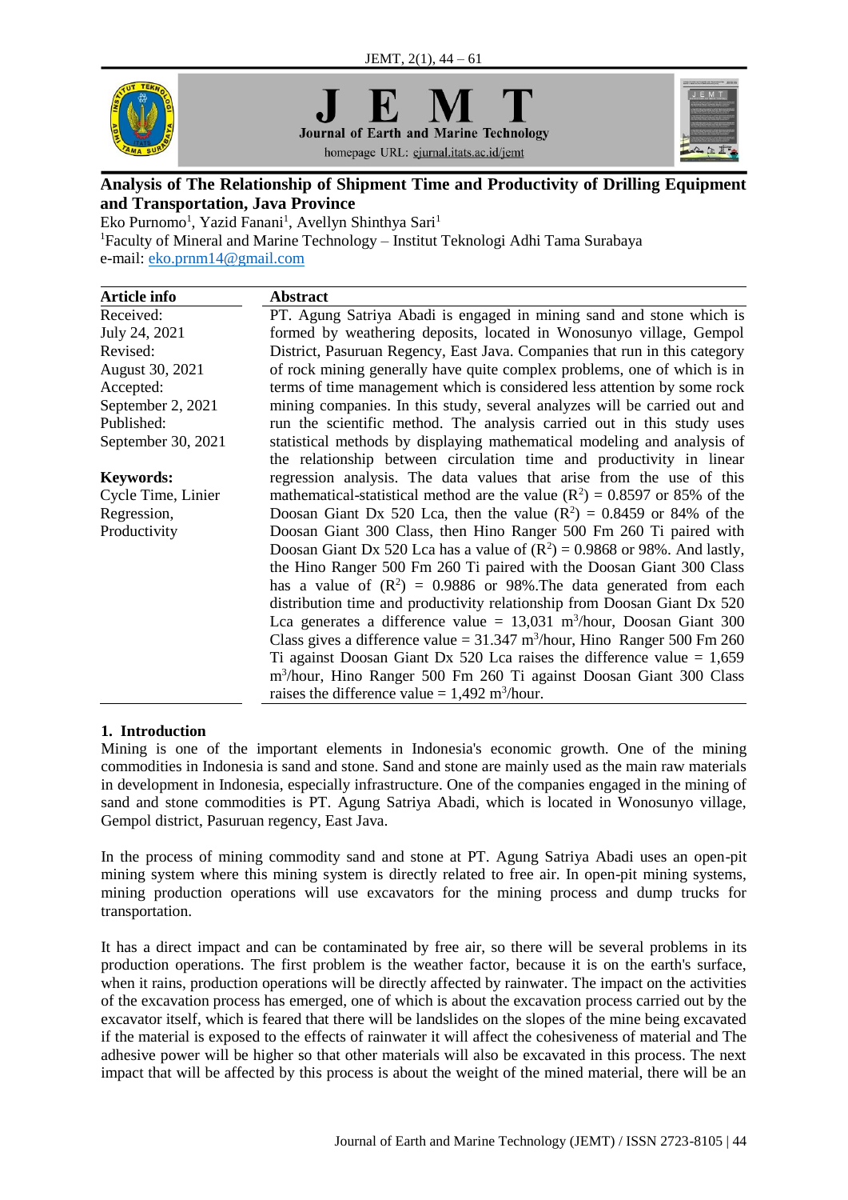# Analysis of The Relationship of Shipment Time and Productivity of Drilling Equipment and Transportation, Java Province

Eko Purnomo[1], Yazid Fanani[1], Avellyn Shinthya Sari[1]

[1]Faculty of Mineral and Marine Technology – Institut Teknologi Adhi Tama Surabaya

e-mail: eko.prnm14@gmail.com

**Article info**

Received:
July 24, 2021

Revised:
August 30, 2021

Accepted:
September 2, 2021

Published:
September 30, 2021

**Keywords:**
Cycle Time, Linier Regression, Productivity

**Abstract**

PT. Agung Satriya Abadi is engaged in mining sand and stone which is formed by weathering deposits, located in Wonosunyo village, Gempol District, Pasuruan Regency, East Java. Companies that run in this category of rock mining generally have quite complex problems, one of which is in terms of time management which is considered less attention by some rock mining companies. In this study, several analyzes will be carried out and run the scientific method. The analysis carried out in this study uses statistical methods by displaying mathematical modeling and analysis of the relationship between circulation time and productivity in linear regression analysis. The data values that arise from the use of this mathematical-statistical method are the value ($R^2$) = 0.8597 or 85% of the Doosan Giant Dx 520 Lca, then the value ($R^2$) = 0.8459 or 84% of the Doosan Giant 300 Class, then Hino Ranger 500 Fm 260 Ti paired with Doosan Giant Dx 520 Lca has a value of ($R^2$) = 0.9868 or 98%. And lastly, the Hino Ranger 500 Fm 260 Ti paired with the Doosan Giant 300 Class has a value of ($R^2$) = 0.9886 or 98%.The data generated from each distribution time and productivity relationship from Doosan Giant Dx 520 Lca generates a difference value = 13,031 $m^3$/hour, Doosan Giant 300 Class gives a difference value = 31.347 $m^3$/hour, Hino Ranger 500 Fm 260 Ti against Doosan Giant Dx 520 Lca raises the difference value = 1,659 $m^3$/hour, Hino Ranger 500 Fm 260 Ti against Doosan Giant 300 Class raises the difference value = 1,492 $m^3$/hour.

## 1. Introduction

Mining is one of the important elements in Indonesia's economic growth. One of the mining commodities in Indonesia is sand and stone. Sand and stone are mainly used as the main raw materials in development in Indonesia, especially infrastructure. One of the companies engaged in the mining of sand and stone commodities is PT. Agung Satriya Abadi, which is located in Wonosunyo village, Gempol district, Pasuruan regency, East Java.

In the process of mining commodity sand and stone at PT. Agung Satriya Abadi uses an open-pit mining system where this mining system is directly related to free air. In open-pit mining systems, mining production operations will use excavators for the mining process and dump trucks for transportation.

It has a direct impact and can be contaminated by free air, so there will be several problems in its production operations. The first problem is the weather factor, because it is on the earth's surface, when it rains, production operations will be directly affected by rainwater. The impact on the activities of the excavation process has emerged, one of which is about the excavation process carried out by the excavator itself, which is feared that there will be landslides on the slopes of the mine being excavated if the material is exposed to the effects of rainwater it will affect the cohesiveness of material and The adhesive power will be higher so that other materials will also be excavated in this process. The next impact that will be affected by this process is about the weight of the mined material, there will be an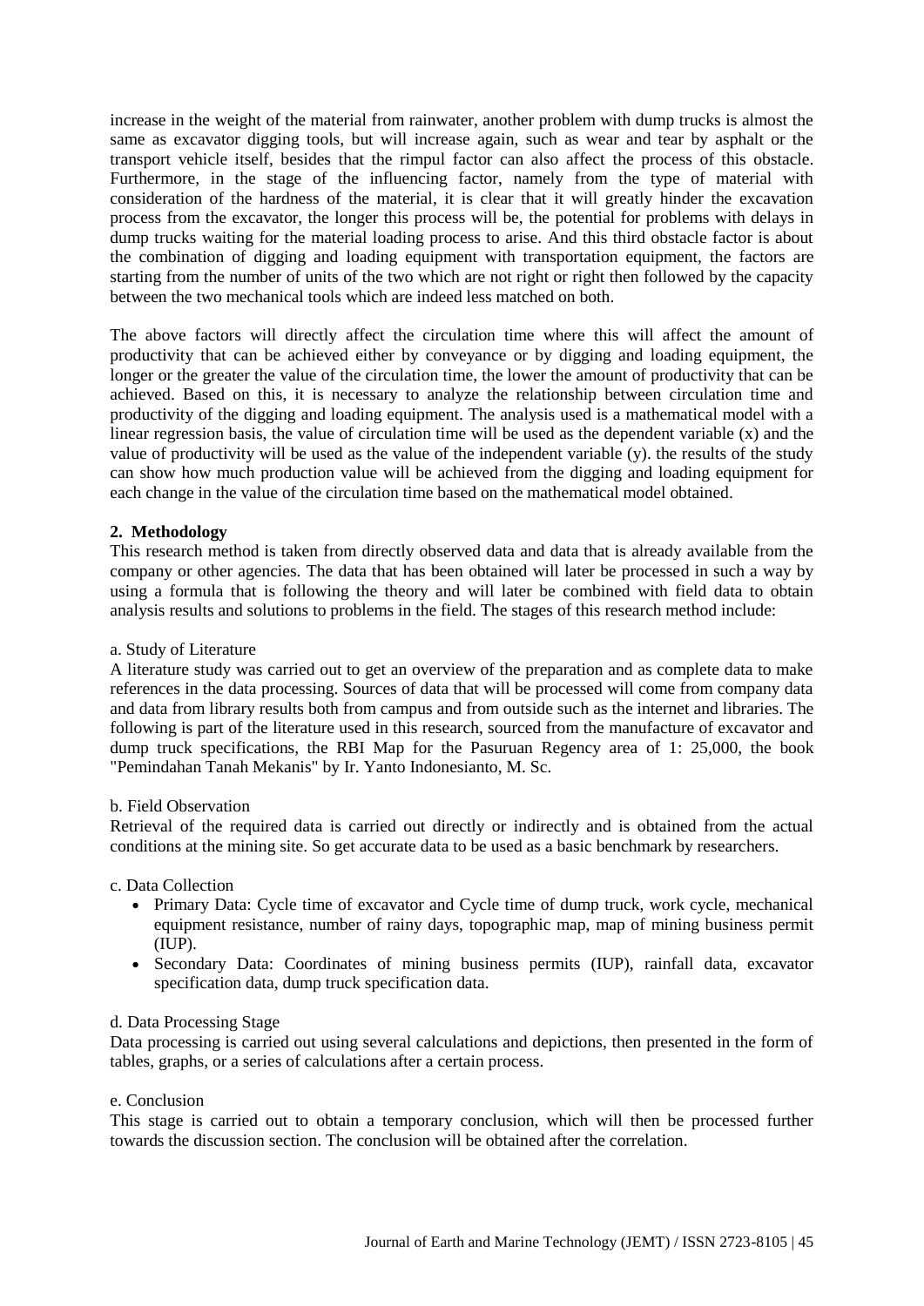increase in the weight of the material from rainwater, another problem with dump trucks is almost the same as excavator digging tools, but will increase again, such as wear and tear by asphalt or the transport vehicle itself, besides that the rimpul factor can also affect the process of this obstacle. Furthermore, in the stage of the influencing factor, namely from the type of material with consideration of the hardness of the material, it is clear that it will greatly hinder the excavation process from the excavator, the longer this process will be, the potential for problems with delays in dump trucks waiting for the material loading process to arise. And this third obstacle factor is about the combination of digging and loading equipment with transportation equipment, the factors are starting from the number of units of the two which are not right or right then followed by the capacity between the two mechanical tools which are indeed less matched on both.

The above factors will directly affect the circulation time where this will affect the amount of productivity that can be achieved either by conveyance or by digging and loading equipment, the longer or the greater the value of the circulation time, the lower the amount of productivity that can be achieved. Based on this, it is necessary to analyze the relationship between circulation time and productivity of the digging and loading equipment. The analysis used is a mathematical model with a linear regression basis, the value of circulation time will be used as the dependent variable (x) and the value of productivity will be used as the value of the independent variable (y). the results of the study can show how much production value will be achieved from the digging and loading equipment for each change in the value of the circulation time based on the mathematical model obtained.

## 2. Methodology

This research method is taken from directly observed data and data that is already available from the company or other agencies. The data that has been obtained will later be processed in such a way by using a formula that is following the theory and will later be combined with field data to obtain analysis results and solutions to problems in the field. The stages of this research method include:

a. Study of Literature

A literature study was carried out to get an overview of the preparation and as complete data to make references in the data processing. Sources of data that will be processed will come from company data and data from library results both from campus and from outside such as the internet and libraries. The following is part of the literature used in this research, sourced from the manufacture of excavator and dump truck specifications, the RBI Map for the Pasuruan Regency area of 1: 25,000, the book "Pemindahan Tanah Mekanis" by Ir. Yanto Indonesianto, M. Sc.

b. Field Observation

Retrieval of the required data is carried out directly or indirectly and is obtained from the actual conditions at the mining site. So get accurate data to be used as a basic benchmark by researchers.

c. Data Collection

- Primary Data: Cycle time of excavator and Cycle time of dump truck, work cycle, mechanical equipment resistance, number of rainy days, topographic map, map of mining business permit (IUP).
- Secondary Data: Coordinates of mining business permits (IUP), rainfall data, excavator specification data, dump truck specification data.

d. Data Processing Stage

Data processing is carried out using several calculations and depictions, then presented in the form of tables, graphs, or a series of calculations after a certain process.

e. Conclusion

This stage is carried out to obtain a temporary conclusion, which will then be processed further towards the discussion section. The conclusion will be obtained after the correlation.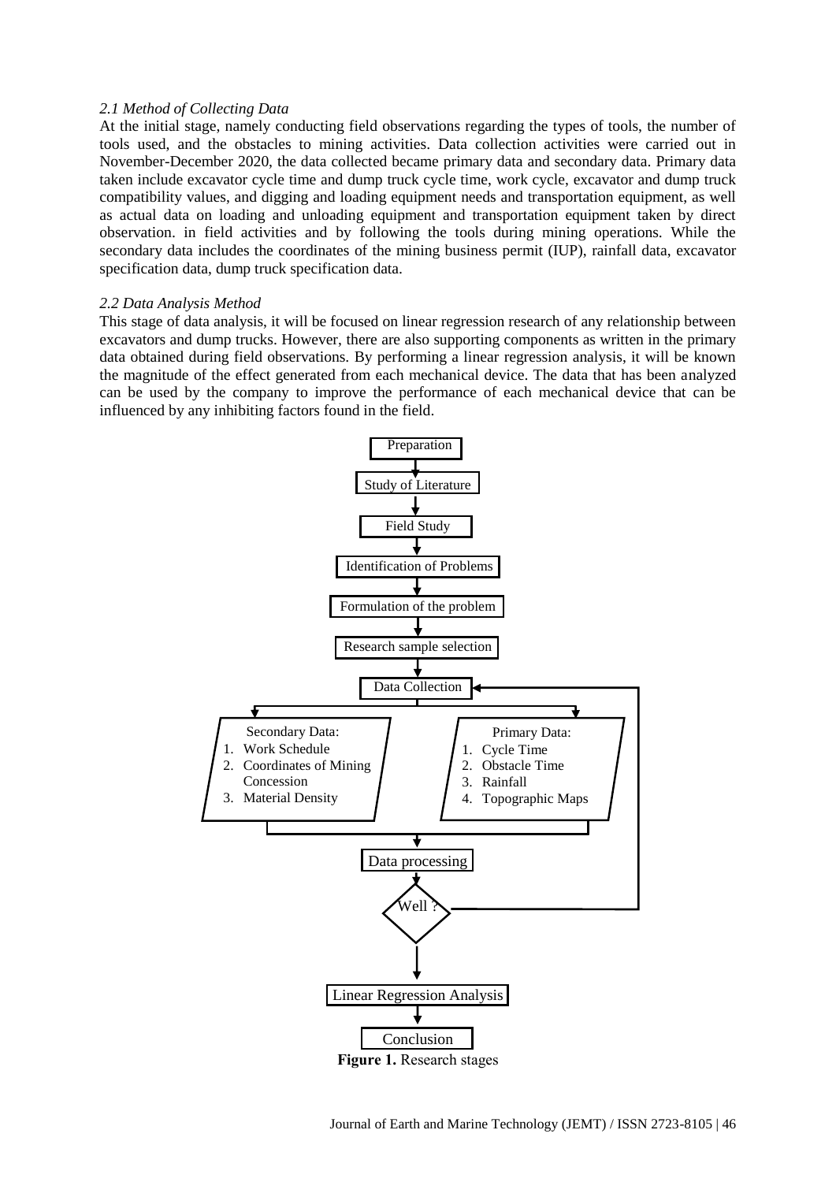*2.1 Method of Collecting Data*

At the initial stage, namely conducting field observations regarding the types of tools, the number of tools used, and the obstacles to mining activities. Data collection activities were carried out in November-December 2020, the data collected became primary data and secondary data. Primary data taken include excavator cycle time and dump truck cycle time, work cycle, excavator and dump truck compatibility values, and digging and loading equipment needs and transportation equipment, as well as actual data on loading and unloading equipment and transportation equipment taken by direct observation. in field activities and by following the tools during mining operations. While the secondary data includes the coordinates of the mining business permit (IUP), rainfall data, excavator specification data, dump truck specification data.

*2.2 Data Analysis Method*

This stage of data analysis, it will be focused on linear regression research of any relationship between excavators and dump trucks. However, there are also supporting components as written in the primary data obtained during field observations. By performing a linear regression analysis, it will be known the magnitude of the effect generated from each mechanical device. The data that has been analyzed can be used by the company to improve the performance of each mechanical device that can be influenced by any inhibiting factors found in the field.

Preparation → Study of Literature → Field Study → Identification of Problems → Formulation of the problem → Research sample selection → Data Collection

Secondary Data:
1. Work Schedule
2. Coordinates of Mining Concession
3. Material Density

Primary Data:
1. Cycle Time
2. Obstacle Time
3. Rainfall
4. Topographic Maps

Data processing → Well ? (if not, back to Data Collection) → Linear Regression Analysis → Conclusion

**Figure 1.** Research stages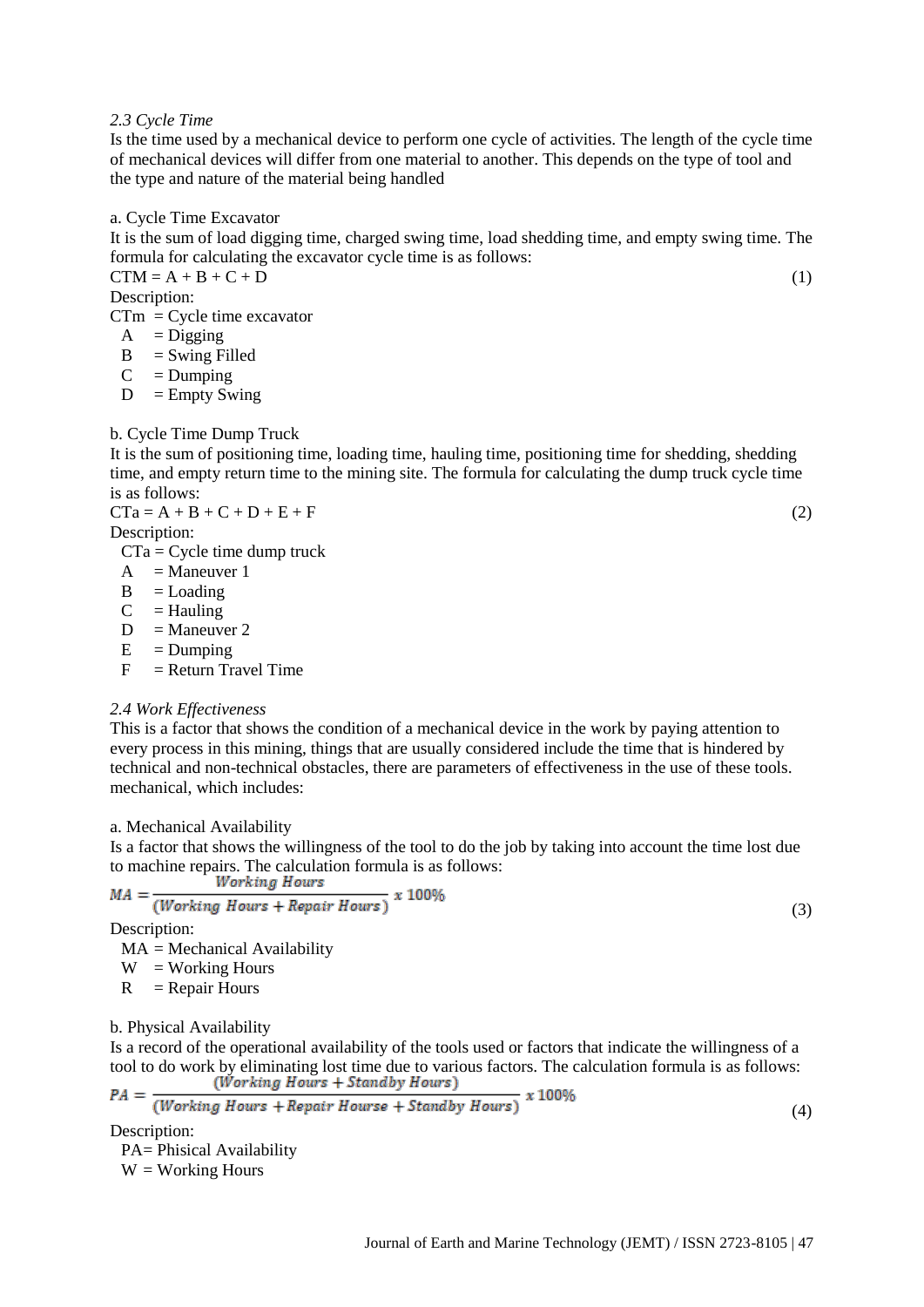*2.3 Cycle Time*

Is the time used by a mechanical device to perform one cycle of activities. The length of the cycle time of mechanical devices will differ from one material to another. This depends on the type of tool and the type and nature of the material being handled

a. Cycle Time Excavator

It is the sum of load digging time, charged swing time, load shedding time, and empty swing time. The formula for calculating the excavator cycle time is as follows:

$$CTM = A + B + C + D \tag{1}$$

Description:

CTm = Cycle time excavator
A = Digging
B = Swing Filled
C = Dumping
D = Empty Swing

b. Cycle Time Dump Truck

It is the sum of positioning time, loading time, hauling time, positioning time for shedding, shedding time, and empty return time to the mining site. The formula for calculating the dump truck cycle time is as follows:

$$CTa = A + B + C + D + E + F \tag{2}$$

Description:

CTa = Cycle time dump truck
A = Maneuver 1
B = Loading
C = Hauling
D = Maneuver 2
E = Dumping
F = Return Travel Time

*2.4 Work Effectiveness*

This is a factor that shows the condition of a mechanical device in the work by paying attention to every process in this mining, things that are usually considered include the time that is hindered by technical and non-technical obstacles, there are parameters of effectiveness in the use of these tools. mechanical, which includes:

a. Mechanical Availability

Is a factor that shows the willingness of the tool to do the job by taking into account the time lost due to machine repairs. The calculation formula is as follows:

$$MA = \frac{Working\ Hours}{(Working\ Hours + Repair\ Hours)}\ x\ 100\% \tag{3}$$

Description:

MA = Mechanical Availability
W = Working Hours
R = Repair Hours

b. Physical Availability

Is a record of the operational availability of the tools used or factors that indicate the willingness of a tool to do work by eliminating lost time due to various factors. The calculation formula is as follows:

$$PA = \frac{(Working\ Hours + Standby\ Hours)}{(Working\ Hours + Repair\ Hourse + Standby\ Hours)}\ x\ 100\% \tag{4}$$

Description:

PA= Phisical Availability
W = Working Hours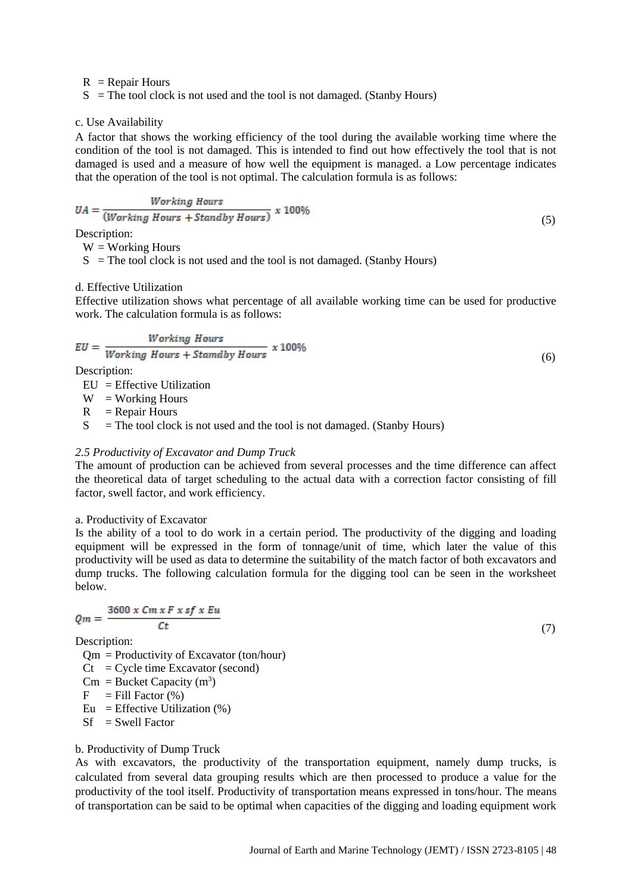R  = Repair Hours

S  = The tool clock is not used and the tool is not damaged. (Stanby Hours)

c. Use Availability

A factor that shows the working efficiency of the tool during the available working time where the condition of the tool is not damaged. This is intended to find out how effectively the tool that is not damaged is used and a measure of how well the equipment is managed. a Low percentage indicates that the operation of the tool is not optimal. The calculation formula is as follows:

$$UA = \frac{Working\ Hours}{(Working\ Hours + Standby\ Hours)} \ x\ 100\% \tag{5}$$

Description:

W = Working Hours

S  = The tool clock is not used and the tool is not damaged. (Stanby Hours)

d. Effective Utilization

Effective utilization shows what percentage of all available working time can be used for productive work. The calculation formula is as follows:

$$EU = \frac{Working\ Hours}{Working\ Hours + Stamdby\ Hours} \ x\ 100\% \tag{6}$$

Description:

EU  = Effective Utilization

W   = Working Hours

R    = Repair Hours

S    = The tool clock is not used and the tool is not damaged. (Stanby Hours)

*2.5 Productivity of Excavator and Dump Truck*

The amount of production can be achieved from several processes and the time difference can affect the theoretical data of target scheduling to the actual data with a correction factor consisting of fill factor, swell factor, and work efficiency.

a. Productivity of Excavator

Is the ability of a tool to do work in a certain period. The productivity of the digging and loading equipment will be expressed in the form of tonnage/unit of time, which later the value of this productivity will be used as data to determine the suitability of the match factor of both excavators and dump trucks. The following calculation formula for the digging tool can be seen in the worksheet below.

$$Qm = \frac{3600\ x\ Cm\ x\ F\ x\ sf\ x\ Eu}{Ct} \tag{7}$$

Description:

Qm = Productivity of Excavator (ton/hour)

Ct   = Cycle time Excavator (second)

Cm  = Bucket Capacity ($m^3$)

F     = Fill Factor (%)

Eu   = Effective Utilization (%)

Sf    = Swell Factor

b. Productivity of Dump Truck

As with excavators, the productivity of the transportation equipment, namely dump trucks, is calculated from several data grouping results which are then processed to produce a value for the productivity of the tool itself. Productivity of transportation means expressed in tons/hour. The means of transportation can be said to be optimal when capacities of the digging and loading equipment work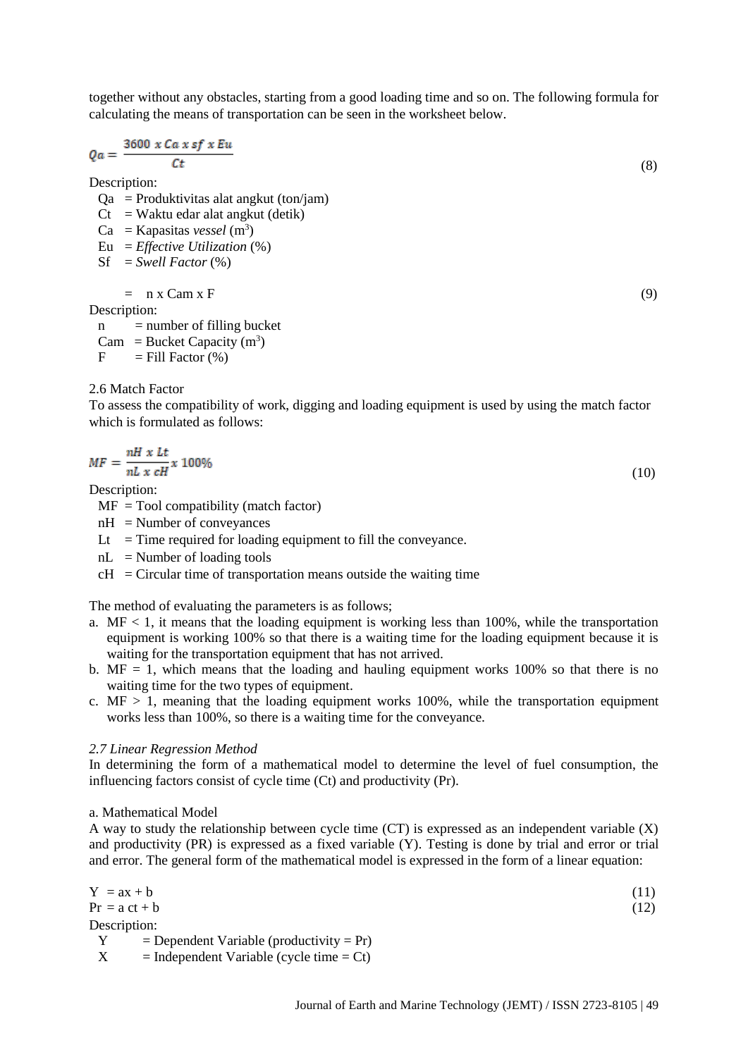together without any obstacles, starting from a good loading time and so on. The following formula for calculating the means of transportation can be seen in the worksheet below.

$$Qa = \frac{3600 \ x \ Ca \ x \ sf \ x \ Eu}{Ct} \tag{8}$$

Description:

- Qa = Produktivitas alat angkut (ton/jam)
- Ct = Waktu edar alat angkut (detik)
- Ca = Kapasitas *vessel* ($m^3$)
- Eu = *Effective Utilization* (%)
- Sf = *Swell Factor* (%)

$$= \ n \ x \ Cam \ x \ F \tag{9}$$

Description:

- n = number of filling bucket
- Cam = Bucket Capacity ($m^3$)
- F = Fill Factor (%)

2.6 Match Factor

To assess the compatibility of work, digging and loading equipment is used by using the match factor which is formulated as follows:

$$MF = \frac{nH \ x \ Lt}{nL \ x \ cH} x \ 100\% \tag{10}$$

Description:

- MF = Tool compatibility (match factor)
- nH = Number of conveyances
- Lt = Time required for loading equipment to fill the conveyance.
- nL = Number of loading tools
- cH = Circular time of transportation means outside the waiting time

The method of evaluating the parameters is as follows;

a. MF < 1, it means that the loading equipment is working less than 100%, while the transportation equipment is working 100% so that there is a waiting time for the loading equipment because it is waiting for the transportation equipment that has not arrived.
b. MF = 1, which means that the loading and hauling equipment works 100% so that there is no waiting time for the two types of equipment.
c. MF > 1, meaning that the loading equipment works 100%, while the transportation equipment works less than 100%, so there is a waiting time for the conveyance.

*2.7 Linear Regression Method*

In determining the form of a mathematical model to determine the level of fuel consumption, the influencing factors consist of cycle time (Ct) and productivity (Pr).

a. Mathematical Model

A way to study the relationship between cycle time (CT) is expressed as an independent variable (X) and productivity (PR) is expressed as a fixed variable (Y). Testing is done by trial and error or trial and error. The general form of the mathematical model is expressed in the form of a linear equation:

$$Y = ax + b \tag{11}$$

$$Pr = a \ ct + b \tag{12}$$

Description:

- Y = Dependent Variable (productivity = Pr)
- X = Independent Variable (cycle time = Ct)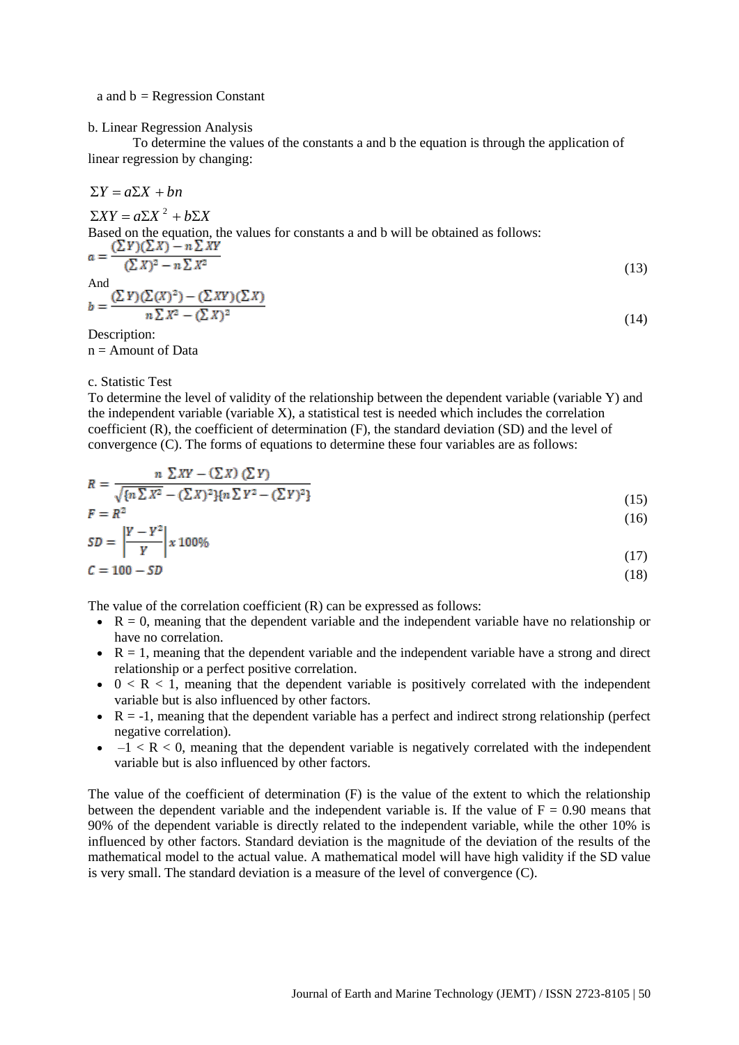a and b = Regression Constant

b. Linear Regression Analysis

To determine the values of the constants a and b the equation is through the application of linear regression by changing:

$$\Sigma Y = a\Sigma X + bn$$

$$\Sigma XY = a\Sigma X^{2} + b\Sigma X$$

Based on the equation, the values for constants a and b will be obtained as follows:

$$a = \frac{(\sum Y)(\sum X) - n\sum XY}{(\sum X)^2 - n\sum X^2} \tag{13}$$

And

$$b = \frac{(\sum Y)(\sum (X)^2) - (\sum XY)(\sum X)}{n\sum X^2 - (\sum X)^2} \tag{14}$$

Description:
n = Amount of Data

c. Statistic Test

To determine the level of validity of the relationship between the dependent variable (variable Y) and the independent variable (variable X), a statistical test is needed which includes the correlation coefficient (R), the coefficient of determination (F), the standard deviation (SD) and the level of convergence (C). The forms of equations to determine these four variables are as follows:

$$R = \frac{n\ \sum XY - (\sum X)\ (\sum Y)}{\sqrt{\{n\sum X^2 - (\sum X)^2\}\{n\sum Y^2 - (\sum Y)^2\}}} \tag{15}$$

$$F = R^2 \tag{16}$$

$$SD = \left|\frac{Y - Y^2}{Y}\right| x\ 100\% \tag{17}$$

$$C = 100 - SD \tag{18}$$

The value of the correlation coefficient (R) can be expressed as follows:

- $R = 0$, meaning that the dependent variable and the independent variable have no relationship or have no correlation.
- $R = 1$, meaning that the dependent variable and the independent variable have a strong and direct relationship or a perfect positive correlation.
- $0 < R < 1$, meaning that the dependent variable is positively correlated with the independent variable but is also influenced by other factors.
- $R = -1$, meaning that the dependent variable has a perfect and indirect strong relationship (perfect negative correlation).
- $-1 < R < 0$, meaning that the dependent variable is negatively correlated with the independent variable but is also influenced by other factors.

The value of the coefficient of determination (F) is the value of the extent to which the relationship between the dependent variable and the independent variable is. If the value of $F = 0.90$ means that 90% of the dependent variable is directly related to the independent variable, while the other 10% is influenced by other factors. Standard deviation is the magnitude of the deviation of the results of the mathematical model to the actual value. A mathematical model will have high validity if the SD value is very small. The standard deviation is a measure of the level of convergence (C).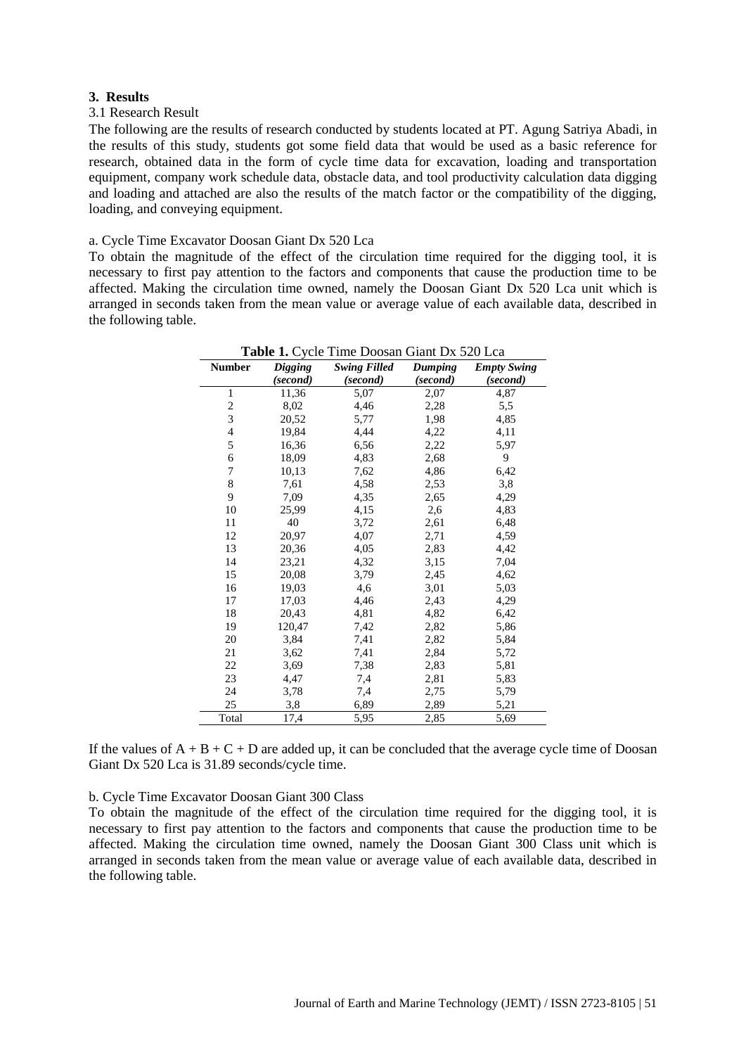## 3. Results

### 3.1 Research Result

The following are the results of research conducted by students located at PT. Agung Satriya Abadi, in the results of this study, students got some field data that would be used as a basic reference for research, obtained data in the form of cycle time data for excavation, loading and transportation equipment, company work schedule data, obstacle data, and tool productivity calculation data digging and loading and attached are also the results of the match factor or the compatibility of the digging, loading, and conveying equipment.

a. Cycle Time Excavator Doosan Giant Dx 520 Lca

To obtain the magnitude of the effect of the circulation time required for the digging tool, it is necessary to first pay attention to the factors and components that cause the production time to be affected. Making the circulation time owned, namely the Doosan Giant Dx 520 Lca unit which is arranged in seconds taken from the mean value or average value of each available data, described in the following table.

**Table 1.** Cycle Time Doosan Giant Dx 520 Lca

| Number | *Digging (second)* | *Swing Filled (second)* | *Dumping (second)* | *Empty Swing (second)* |
|---|---|---|---|---|
| 1 | 11,36 | 5,07 | 2,07 | 4,87 |
| 2 | 8,02 | 4,46 | 2,28 | 5,5 |
| 3 | 20,52 | 5,77 | 1,98 | 4,85 |
| 4 | 19,84 | 4,44 | 4,22 | 4,11 |
| 5 | 16,36 | 6,56 | 2,22 | 5,97 |
| 6 | 18,09 | 4,83 | 2,68 | 9 |
| 7 | 10,13 | 7,62 | 4,86 | 6,42 |
| 8 | 7,61 | 4,58 | 2,53 | 3,8 |
| 9 | 7,09 | 4,35 | 2,65 | 4,29 |
| 10 | 25,99 | 4,15 | 2,6 | 4,83 |
| 11 | 40 | 3,72 | 2,61 | 6,48 |
| 12 | 20,97 | 4,07 | 2,71 | 4,59 |
| 13 | 20,36 | 4,05 | 2,83 | 4,42 |
| 14 | 23,21 | 4,32 | 3,15 | 7,04 |
| 15 | 20,08 | 3,79 | 2,45 | 4,62 |
| 16 | 19,03 | 4,6 | 3,01 | 5,03 |
| 17 | 17,03 | 4,46 | 2,43 | 4,29 |
| 18 | 20,43 | 4,81 | 4,82 | 6,42 |
| 19 | 120,47 | 7,42 | 2,82 | 5,86 |
| 20 | 3,84 | 7,41 | 2,82 | 5,84 |
| 21 | 3,62 | 7,41 | 2,84 | 5,72 |
| 22 | 3,69 | 7,38 | 2,83 | 5,81 |
| 23 | 4,47 | 7,4 | 2,81 | 5,83 |
| 24 | 3,78 | 7,4 | 2,75 | 5,79 |
| 25 | 3,8 | 6,89 | 2,89 | 5,21 |
| Total | 17,4 | 5,95 | 2,85 | 5,69 |

If the values of A + B + C + D are added up, it can be concluded that the average cycle time of Doosan Giant Dx 520 Lca is 31.89 seconds/cycle time.

b. Cycle Time Excavator Doosan Giant 300 Class

To obtain the magnitude of the effect of the circulation time required for the digging tool, it is necessary to first pay attention to the factors and components that cause the production time to be affected. Making the circulation time owned, namely the Doosan Giant 300 Class unit which is arranged in seconds taken from the mean value or average value of each available data, described in the following table.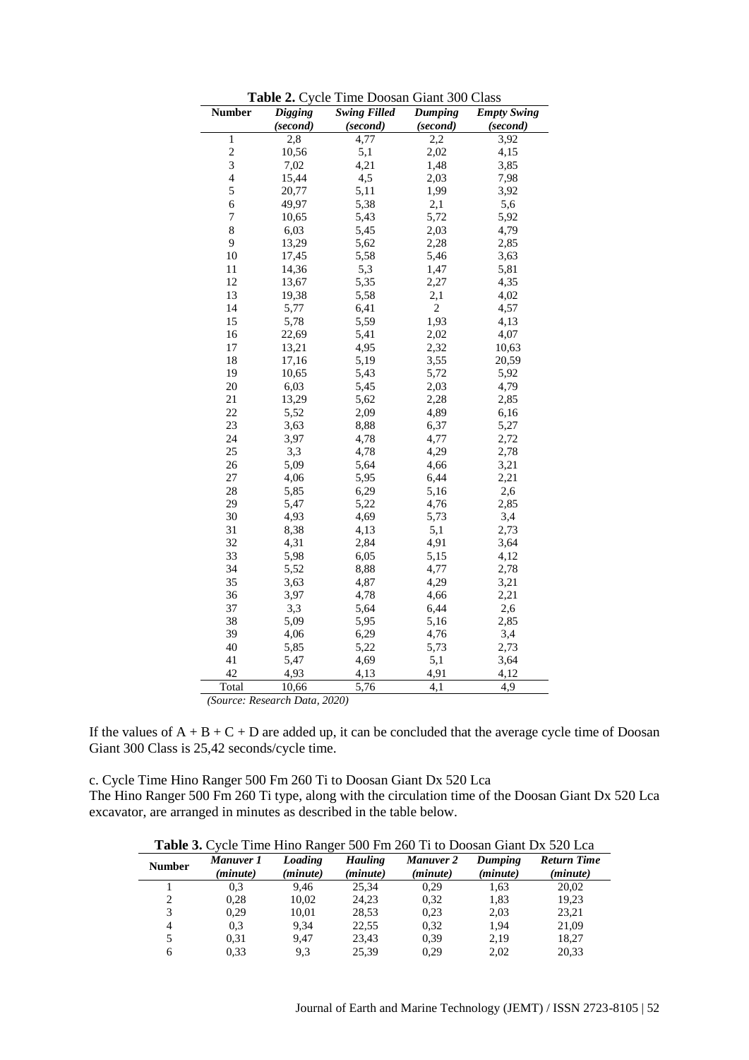**Table 2.** Cycle Time Doosan Giant 300 Class

| Number | *Digging (second)* | *Swing Filled (second)* | *Dumping (second)* | *Empty Swing (second)* |
|---|---|---|---|---|
| 1 | 2,8 | 4,77 | 2,2 | 3,92 |
| 2 | 10,56 | 5,1 | 2,02 | 4,15 |
| 3 | 7,02 | 4,21 | 1,48 | 3,85 |
| 4 | 15,44 | 4,5 | 2,03 | 7,98 |
| 5 | 20,77 | 5,11 | 1,99 | 3,92 |
| 6 | 49,97 | 5,38 | 2,1 | 5,6 |
| 7 | 10,65 | 5,43 | 5,72 | 5,92 |
| 8 | 6,03 | 5,45 | 2,03 | 4,79 |
| 9 | 13,29 | 5,62 | 2,28 | 2,85 |
| 10 | 17,45 | 5,58 | 5,46 | 3,63 |
| 11 | 14,36 | 5,3 | 1,47 | 5,81 |
| 12 | 13,67 | 5,35 | 2,27 | 4,35 |
| 13 | 19,38 | 5,58 | 2,1 | 4,02 |
| 14 | 5,77 | 6,41 | 2 | 4,57 |
| 15 | 5,78 | 5,59 | 1,93 | 4,13 |
| 16 | 22,69 | 5,41 | 2,02 | 4,07 |
| 17 | 13,21 | 4,95 | 2,32 | 10,63 |
| 18 | 17,16 | 5,19 | 3,55 | 20,59 |
| 19 | 10,65 | 5,43 | 5,72 | 5,92 |
| 20 | 6,03 | 5,45 | 2,03 | 4,79 |
| 21 | 13,29 | 5,62 | 2,28 | 2,85 |
| 22 | 5,52 | 2,09 | 4,89 | 6,16 |
| 23 | 3,63 | 8,88 | 6,37 | 5,27 |
| 24 | 3,97 | 4,78 | 4,77 | 2,72 |
| 25 | 3,3 | 4,78 | 4,29 | 2,78 |
| 26 | 5,09 | 5,64 | 4,66 | 3,21 |
| 27 | 4,06 | 5,95 | 6,44 | 2,21 |
| 28 | 5,85 | 6,29 | 5,16 | 2,6 |
| 29 | 5,47 | 5,22 | 4,76 | 2,85 |
| 30 | 4,93 | 4,69 | 5,73 | 3,4 |
| 31 | 8,38 | 4,13 | 5,1 | 2,73 |
| 32 | 4,31 | 2,84 | 4,91 | 3,64 |
| 33 | 5,98 | 6,05 | 5,15 | 4,12 |
| 34 | 5,52 | 8,88 | 4,77 | 2,78 |
| 35 | 3,63 | 4,87 | 4,29 | 3,21 |
| 36 | 3,97 | 4,78 | 4,66 | 2,21 |
| 37 | 3,3 | 5,64 | 6,44 | 2,6 |
| 38 | 5,09 | 5,95 | 5,16 | 2,85 |
| 39 | 4,06 | 6,29 | 4,76 | 3,4 |
| 40 | 5,85 | 5,22 | 5,73 | 2,73 |
| 41 | 5,47 | 4,69 | 5,1 | 3,64 |
| 42 | 4,93 | 4,13 | 4,91 | 4,12 |
| Total | 10,66 | 5,76 | 4,1 | 4,9 |

*(Source: Research Data, 2020)*

If the values of A + B + C + D are added up, it can be concluded that the average cycle time of Doosan Giant 300 Class is 25,42 seconds/cycle time.

c. Cycle Time Hino Ranger 500 Fm 260 Ti to Doosan Giant Dx 520 Lca

The Hino Ranger 500 Fm 260 Ti type, along with the circulation time of the Doosan Giant Dx 520 Lca excavator, are arranged in minutes as described in the table below.

**Table 3.** Cycle Time Hino Ranger 500 Fm 260 Ti to Doosan Giant Dx 520 Lca

| Number | *Manuver 1 (minute)* | *Loading (minute)* | *Hauling (minute)* | *Manuver 2 (minute)* | *Dumping (minute)* | *Return Time (minute)* |
|---|---|---|---|---|---|---|
| 1 | 0,3 | 9,46 | 25,34 | 0,29 | 1,63 | 20,02 |
| 2 | 0,28 | 10,02 | 24,23 | 0,32 | 1,83 | 19,23 |
| 3 | 0,29 | 10,01 | 28,53 | 0,23 | 2,03 | 23,21 |
| 4 | 0,3 | 9,34 | 22,55 | 0,32 | 1,94 | 21,09 |
| 5 | 0,31 | 9,47 | 23,43 | 0,39 | 2,19 | 18,27 |
| 6 | 0,33 | 9,3 | 25,39 | 0,29 | 2,02 | 20,33 |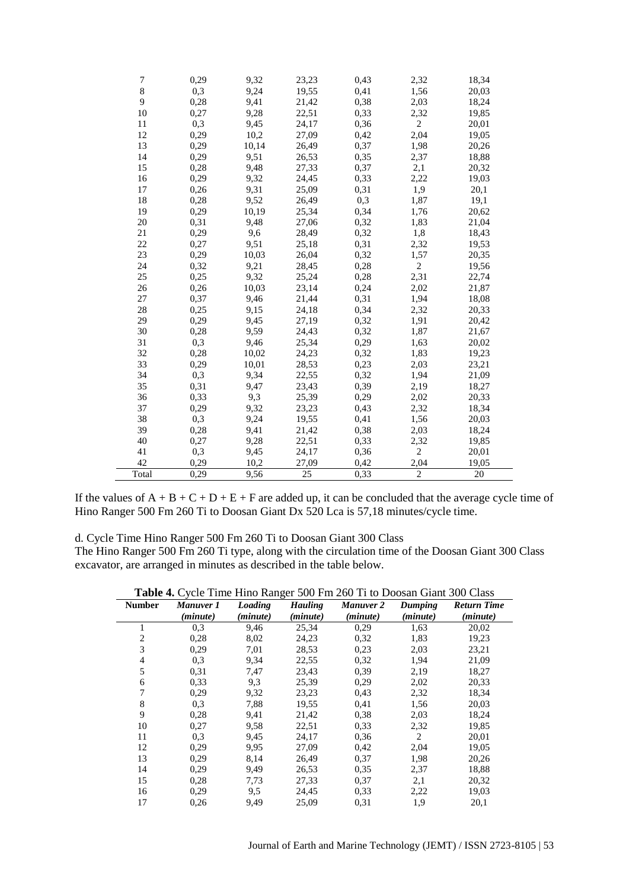| 7 | 0,29 | 9,32 | 23,23 | 0,43 | 2,32 | 18,34 |
|---|---|---|---|---|---|---|
| 8 | 0,3 | 9,24 | 19,55 | 0,41 | 1,56 | 20,03 |
| 9 | 0,28 | 9,41 | 21,42 | 0,38 | 2,03 | 18,24 |
| 10 | 0,27 | 9,28 | 22,51 | 0,33 | 2,32 | 19,85 |
| 11 | 0,3 | 9,45 | 24,17 | 0,36 | 2 | 20,01 |
| 12 | 0,29 | 10,2 | 27,09 | 0,42 | 2,04 | 19,05 |
| 13 | 0,29 | 10,14 | 26,49 | 0,37 | 1,98 | 20,26 |
| 14 | 0,29 | 9,51 | 26,53 | 0,35 | 2,37 | 18,88 |
| 15 | 0,28 | 9,48 | 27,33 | 0,37 | 2,1 | 20,32 |
| 16 | 0,29 | 9,32 | 24,45 | 0,33 | 2,22 | 19,03 |
| 17 | 0,26 | 9,31 | 25,09 | 0,31 | 1,9 | 20,1 |
| 18 | 0,28 | 9,52 | 26,49 | 0,3 | 1,87 | 19,1 |
| 19 | 0,29 | 10,19 | 25,34 | 0,34 | 1,76 | 20,62 |
| 20 | 0,31 | 9,48 | 27,06 | 0,32 | 1,83 | 21,04 |
| 21 | 0,29 | 9,6 | 28,49 | 0,32 | 1,8 | 18,43 |
| 22 | 0,27 | 9,51 | 25,18 | 0,31 | 2,32 | 19,53 |
| 23 | 0,29 | 10,03 | 26,04 | 0,32 | 1,57 | 20,35 |
| 24 | 0,32 | 9,21 | 28,45 | 0,28 | 2 | 19,56 |
| 25 | 0,25 | 9,32 | 25,24 | 0,28 | 2,31 | 22,74 |
| 26 | 0,26 | 10,03 | 23,14 | 0,24 | 2,02 | 21,87 |
| 27 | 0,37 | 9,46 | 21,44 | 0,31 | 1,94 | 18,08 |
| 28 | 0,25 | 9,15 | 24,18 | 0,34 | 2,32 | 20,33 |
| 29 | 0,29 | 9,45 | 27,19 | 0,32 | 1,91 | 20,42 |
| 30 | 0,28 | 9,59 | 24,43 | 0,32 | 1,87 | 21,67 |
| 31 | 0,3 | 9,46 | 25,34 | 0,29 | 1,63 | 20,02 |
| 32 | 0,28 | 10,02 | 24,23 | 0,32 | 1,83 | 19,23 |
| 33 | 0,29 | 10,01 | 28,53 | 0,23 | 2,03 | 23,21 |
| 34 | 0,3 | 9,34 | 22,55 | 0,32 | 1,94 | 21,09 |
| 35 | 0,31 | 9,47 | 23,43 | 0,39 | 2,19 | 18,27 |
| 36 | 0,33 | 9,3 | 25,39 | 0,29 | 2,02 | 20,33 |
| 37 | 0,29 | 9,32 | 23,23 | 0,43 | 2,32 | 18,34 |
| 38 | 0,3 | 9,24 | 19,55 | 0,41 | 1,56 | 20,03 |
| 39 | 0,28 | 9,41 | 21,42 | 0,38 | 2,03 | 18,24 |
| 40 | 0,27 | 9,28 | 22,51 | 0,33 | 2,32 | 19,85 |
| 41 | 0,3 | 9,45 | 24,17 | 0,36 | 2 | 20,01 |
| 42 | 0,29 | 10,2 | 27,09 | 0,42 | 2,04 | 19,05 |
| Total | 0,29 | 9,56 | 25 | 0,33 | 2 | 20 |

If the values of A + B + C + D + E + F are added up, it can be concluded that the average cycle time of Hino Ranger 500 Fm 260 Ti to Doosan Giant Dx 520 Lca is 57,18 minutes/cycle time.

d. Cycle Time Hino Ranger 500 Fm 260 Ti to Doosan Giant 300 Class

The Hino Ranger 500 Fm 260 Ti type, along with the circulation time of the Doosan Giant 300 Class excavator, are arranged in minutes as described in the table below.

**Table 4.** Cycle Time Hino Ranger 500 Fm 260 Ti to Doosan Giant 300 Class

| Number | *Manuver 1 (minute)* | *Loading (minute)* | *Hauling (minute)* | *Manuver 2 (minute)* | *Dumping (minute)* | *Return Time (minute)* |
|---|---|---|---|---|---|---|
| 1 | 0,3 | 9,46 | 25,34 | 0,29 | 1,63 | 20,02 |
| 2 | 0,28 | 8,02 | 24,23 | 0,32 | 1,83 | 19,23 |
| 3 | 0,29 | 7,01 | 28,53 | 0,23 | 2,03 | 23,21 |
| 4 | 0,3 | 9,34 | 22,55 | 0,32 | 1,94 | 21,09 |
| 5 | 0,31 | 7,47 | 23,43 | 0,39 | 2,19 | 18,27 |
| 6 | 0,33 | 9,3 | 25,39 | 0,29 | 2,02 | 20,33 |
| 7 | 0,29 | 9,32 | 23,23 | 0,43 | 2,32 | 18,34 |
| 8 | 0,3 | 7,88 | 19,55 | 0,41 | 1,56 | 20,03 |
| 9 | 0,28 | 9,41 | 21,42 | 0,38 | 2,03 | 18,24 |
| 10 | 0,27 | 9,58 | 22,51 | 0,33 | 2,32 | 19,85 |
| 11 | 0,3 | 9,45 | 24,17 | 0,36 | 2 | 20,01 |
| 12 | 0,29 | 9,95 | 27,09 | 0,42 | 2,04 | 19,05 |
| 13 | 0,29 | 8,14 | 26,49 | 0,37 | 1,98 | 20,26 |
| 14 | 0,29 | 9,49 | 26,53 | 0,35 | 2,37 | 18,88 |
| 15 | 0,28 | 7,73 | 27,33 | 0,37 | 2,1 | 20,32 |
| 16 | 0,29 | 9,5 | 24,45 | 0,33 | 2,22 | 19,03 |
| 17 | 0,26 | 9,49 | 25,09 | 0,31 | 1,9 | 20,1 |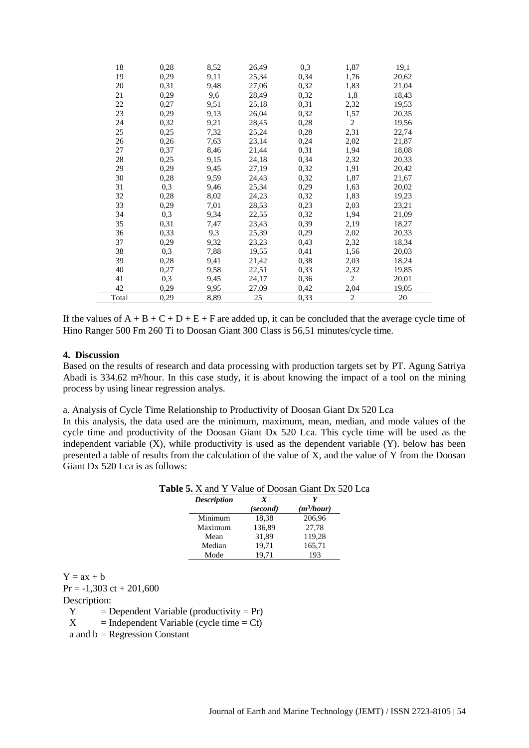| 18 | 0,28 | 8,52 | 26,49 | 0,3 | 1,87 | 19,1 |
|---|---|---|---|---|---|---|
| 19 | 0,29 | 9,11 | 25,34 | 0,34 | 1,76 | 20,62 |
| 20 | 0,31 | 9,48 | 27,06 | 0,32 | 1,83 | 21,04 |
| 21 | 0,29 | 9,6 | 28,49 | 0,32 | 1,8 | 18,43 |
| 22 | 0,27 | 9,51 | 25,18 | 0,31 | 2,32 | 19,53 |
| 23 | 0,29 | 9,13 | 26,04 | 0,32 | 1,57 | 20,35 |
| 24 | 0,32 | 9,21 | 28,45 | 0,28 | 2 | 19,56 |
| 25 | 0,25 | 7,32 | 25,24 | 0,28 | 2,31 | 22,74 |
| 26 | 0,26 | 7,63 | 23,14 | 0,24 | 2,02 | 21,87 |
| 27 | 0,37 | 8,46 | 21,44 | 0,31 | 1,94 | 18,08 |
| 28 | 0,25 | 9,15 | 24,18 | 0,34 | 2,32 | 20,33 |
| 29 | 0,29 | 9,45 | 27,19 | 0,32 | 1,91 | 20,42 |
| 30 | 0,28 | 9,59 | 24,43 | 0,32 | 1,87 | 21,67 |
| 31 | 0,3 | 9,46 | 25,34 | 0,29 | 1,63 | 20,02 |
| 32 | 0,28 | 8,02 | 24,23 | 0,32 | 1,83 | 19,23 |
| 33 | 0,29 | 7,01 | 28,53 | 0,23 | 2,03 | 23,21 |
| 34 | 0,3 | 9,34 | 22,55 | 0,32 | 1,94 | 21,09 |
| 35 | 0,31 | 7,47 | 23,43 | 0,39 | 2,19 | 18,27 |
| 36 | 0,33 | 9,3 | 25,39 | 0,29 | 2,02 | 20,33 |
| 37 | 0,29 | 9,32 | 23,23 | 0,43 | 2,32 | 18,34 |
| 38 | 0,3 | 7,88 | 19,55 | 0,41 | 1,56 | 20,03 |
| 39 | 0,28 | 9,41 | 21,42 | 0,38 | 2,03 | 18,24 |
| 40 | 0,27 | 9,58 | 22,51 | 0,33 | 2,32 | 19,85 |
| 41 | 0,3 | 9,45 | 24,17 | 0,36 | 2 | 20,01 |
| 42 | 0,29 | 9,95 | 27,09 | 0,42 | 2,04 | 19,05 |
| Total | 0,29 | 8,89 | 25 | 0,33 | 2 | 20 |

If the values of A + B + C + D + E + F are added up, it can be concluded that the average cycle time of Hino Ranger 500 Fm 260 Ti to Doosan Giant 300 Class is 56,51 minutes/cycle time.

## 4. Discussion

Based on the results of research and data processing with production targets set by PT. Agung Satriya Abadi is 334.62 m³/hour. In this case study, it is about knowing the impact of a tool on the mining process by using linear regression analys.

a. Analysis of Cycle Time Relationship to Productivity of Doosan Giant Dx 520 Lca

In this analysis, the data used are the minimum, maximum, mean, median, and mode values of the cycle time and productivity of the Doosan Giant Dx 520 Lca. This cycle time will be used as the independent variable (X), while productivity is used as the dependent variable (Y). below has been presented a table of results from the calculation of the value of X, and the value of Y from the Doosan Giant Dx 520 Lca is as follows:

**Table 5.** X and Y Value of Doosan Giant Dx 520 Lca

| *Description* | *X* (second) | *Y* ($m^3$/hour) |
|---|---|---|
| Minimum | 18,38 | 206,96 |
| Maximum | 136,89 | 27,78 |
| Mean | 31,89 | 119,28 |
| Median | 19,71 | 165,71 |
| Mode | 19,71 | 193 |

$Y = ax + b$

$Pr = -1{,}303\ ct + 201{,}600$

Description:

Y = Dependent Variable (productivity = Pr)

X = Independent Variable (cycle time = Ct)

a and b = Regression Constant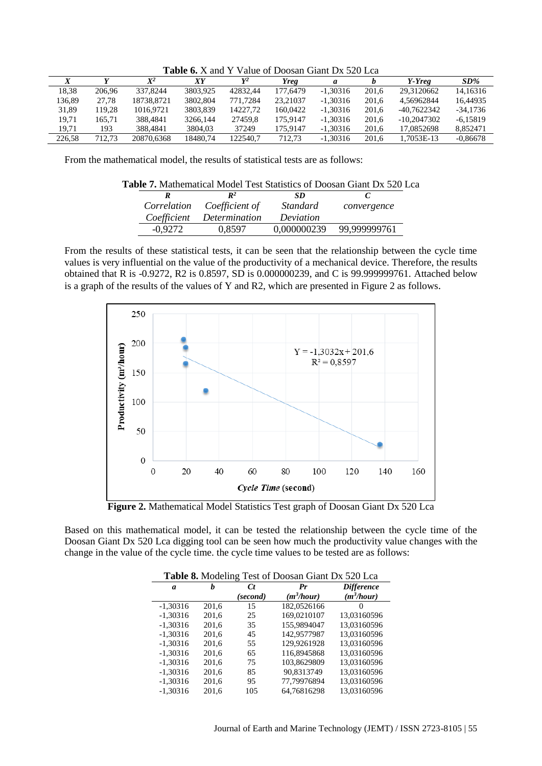**Table 6.** X and Y Value of Doosan Giant Dx 520 Lca

| *X* | *Y* | $X^2$ | *XY* | $Y^2$ | *Yreg* | *a* | *b* | *Y-Yreg* | *SD%* |
|---|---|---|---|---|---|---|---|---|---|
| 18,38 | 206,96 | 337,8244 | 3803,925 | 42832,44 | 177,6479 | -1,30316 | 201,6 | 29,3120662 | 14,16316 |
| 136,89 | 27,78 | 18738,8721 | 3802,804 | 771,7284 | 23,21037 | -1,30316 | 201,6 | 4,56962844 | 16,44935 |
| 31,89 | 119,28 | 1016,9721 | 3803,839 | 14227,72 | 160,0422 | -1,30316 | 201,6 | -40,7622342 | -34,1736 |
| 19,71 | 165,71 | 388,4841 | 3266,144 | 27459,8 | 175,9147 | -1,30316 | 201,6 | -10,2047302 | -6,15819 |
| 19,71 | 193 | 388,4841 | 3804,03 | 37249 | 175,9147 | -1,30316 | 201,6 | 17,0852698 | 8,852471 |
| 226,58 | 712,73 | 20870,6368 | 18480,74 | 122540,7 | 712,73 | -1,30316 | 201,6 | 1,7053E-13 | -0,86678 |

From the mathematical model, the results of statistical tests are as follows:

**Table 7.** Mathematical Model Test Statistics of Doosan Giant Dx 520 Lca

| *R* | $R^2$ | *SD* | *C* |
|---|---|---|---|
| *Correlation Coefficient* | *Coefficient of Determination* | *Standard Deviation* | *convergence* |
| -0,9272 | 0,8597 | 0,000000239 | 99,999999761 |

From the results of these statistical tests, it can be seen that the relationship between the cycle time values is very influential on the value of the productivity of a mechanical device. Therefore, the results obtained that R is -0.9272, R2 is 0.8597, SD is 0.000000239, and C is 99.999999761. Attached below is a graph of the results of the values of Y and R2, which are presented in Figure 2 as follows.

**Figure 2.** Mathematical Model Statistics Test graph of Doosan Giant Dx 520 Lca

Based on this mathematical model, it can be tested the relationship between the cycle time of the Doosan Giant Dx 520 Lca digging tool can be seen how much the productivity value changes with the change in the value of the cycle time. the cycle time values to be tested are as follows:

**Table 8.** Modeling Test of Doosan Giant Dx 520 Lca

| *a* | *b* | *Ct* (*second*) | *Pr* ($m^3$*/hour*) | *Difference* ($m^3$*/hour*) |
|---|---|---|---|---|
| -1,30316 | 201,6 | 15 | 182,0526166 | 0 |
| -1,30316 | 201,6 | 25 | 169,0210107 | 13,03160596 |
| -1,30316 | 201,6 | 35 | 155,9894047 | 13,03160596 |
| -1,30316 | 201,6 | 45 | 142,9577987 | 13,03160596 |
| -1,30316 | 201,6 | 55 | 129,9261928 | 13,03160596 |
| -1,30316 | 201,6 | 65 | 116,8945868 | 13,03160596 |
| -1,30316 | 201,6 | 75 | 103,8629809 | 13,03160596 |
| -1,30316 | 201,6 | 85 | 90,8313749 | 13,03160596 |
| -1,30316 | 201,6 | 95 | 77,79976894 | 13,03160596 |
| -1,30316 | 201,6 | 105 | 64,76816298 | 13,03160596 |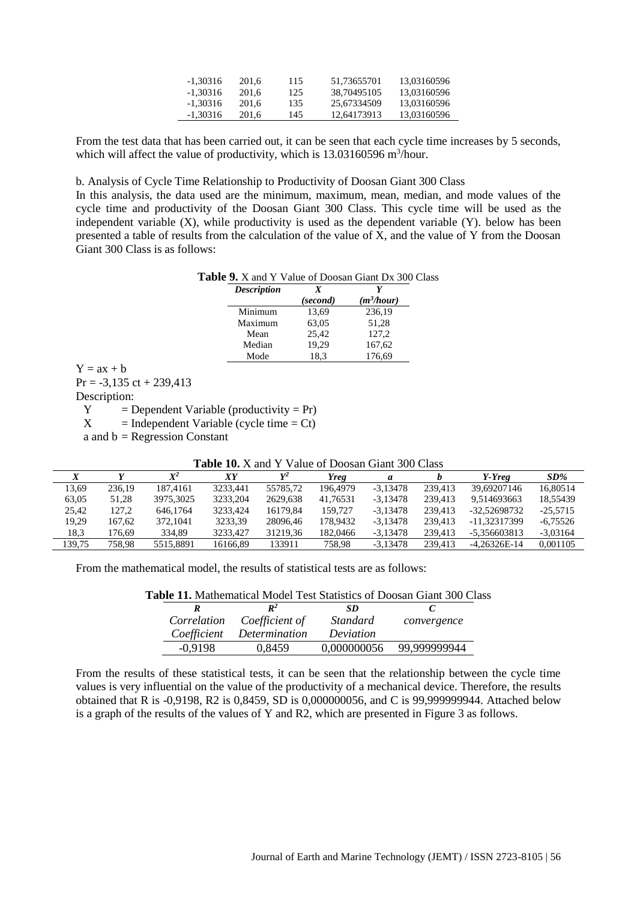| | | | | |
|---|---|---|---|---|
| -1,30316 | 201,6 | 115 | 51,73655701 | 13,03160596 |
| -1,30316 | 201,6 | 125 | 38,70495105 | 13,03160596 |
| -1,30316 | 201,6 | 135 | 25,67334509 | 13,03160596 |
| -1,30316 | 201,6 | 145 | 12,64173913 | 13,03160596 |

From the test data that has been carried out, it can be seen that each cycle time increases by 5 seconds, which will affect the value of productivity, which is 13.03160596 $m^3$/hour.

b. Analysis of Cycle Time Relationship to Productivity of Doosan Giant 300 Class

In this analysis, the data used are the minimum, maximum, mean, median, and mode values of the cycle time and productivity of the Doosan Giant 300 Class. This cycle time will be used as the independent variable (X), while productivity is used as the dependent variable (Y). below has been presented a table of results from the calculation of the value of X, and the value of Y from the Doosan Giant 300 Class is as follows:

**Table 9.** X and Y Value of Doosan Giant Dx 300 Class

| *Description* | *X* (*second*) | *Y* (*$m^3$/hour*) |
|---|---|---|
| Minimum | 13,69 | 236,19 |
| Maximum | 63,05 | 51,28 |
| Mean | 25,42 | 127,2 |
| Median | 19,29 | 167,62 |
| Mode | 18,3 | 176,69 |

$Y = ax + b$

$Pr = -3{,}135\ ct + 239{,}413$

Description:

Y = Dependent Variable (productivity = Pr)

X = Independent Variable (cycle time = Ct)

a and b = Regression Constant

**Table 10.** X and Y Value of Doosan Giant 300 Class

| *X* | *Y* | *$X^2$* | *XY* | *$Y^2$* | *Yreg* | *a* | *b* | *Y-Yreg* | *SD%* |
|---|---|---|---|---|---|---|---|---|---|
| 13,69 | 236,19 | 187,4161 | 3233,441 | 55785,72 | 196,4979 | -3,13478 | 239,413 | 39,69207146 | 16,80514 |
| 63,05 | 51,28 | 3975,3025 | 3233,204 | 2629,638 | 41,76531 | -3,13478 | 239,413 | 9,514693663 | 18,55439 |
| 25,42 | 127,2 | 646,1764 | 3233,424 | 16179,84 | 159,727 | -3,13478 | 239,413 | -32,52698732 | -25,5715 |
| 19,29 | 167,62 | 372,1041 | 3233,39 | 28096,46 | 178,9432 | -3,13478 | 239,413 | -11,32317399 | -6,75526 |
| 18,3 | 176,69 | 334,89 | 3233,427 | 31219,36 | 182,0466 | -3,13478 | 239,413 | -5,356603813 | -3,03164 |
| 139,75 | 758,98 | 5515,8891 | 16166,89 | 133911 | 758,98 | -3,13478 | 239,413 | -4,26326E-14 | 0,001105 |

From the mathematical model, the results of statistical tests are as follows:

**Table 11.** Mathematical Model Test Statistics of Doosan Giant 300 Class

| *R* *Correlation Coefficient* | *$R^2$* *Coefficient of Determination* | *SD* *Standard Deviation* | *C* *convergence* |
|---|---|---|---|
| -0,9198 | 0,8459 | 0,000000056 | 99,999999944 |

From the results of these statistical tests, it can be seen that the relationship between the cycle time values is very influential on the value of the productivity of a mechanical device. Therefore, the results obtained that R is -0,9198, R2 is 0,8459, SD is 0,000000056, and C is 99,999999944. Attached below is a graph of the results of the values of Y and R2, which are presented in Figure 3 as follows.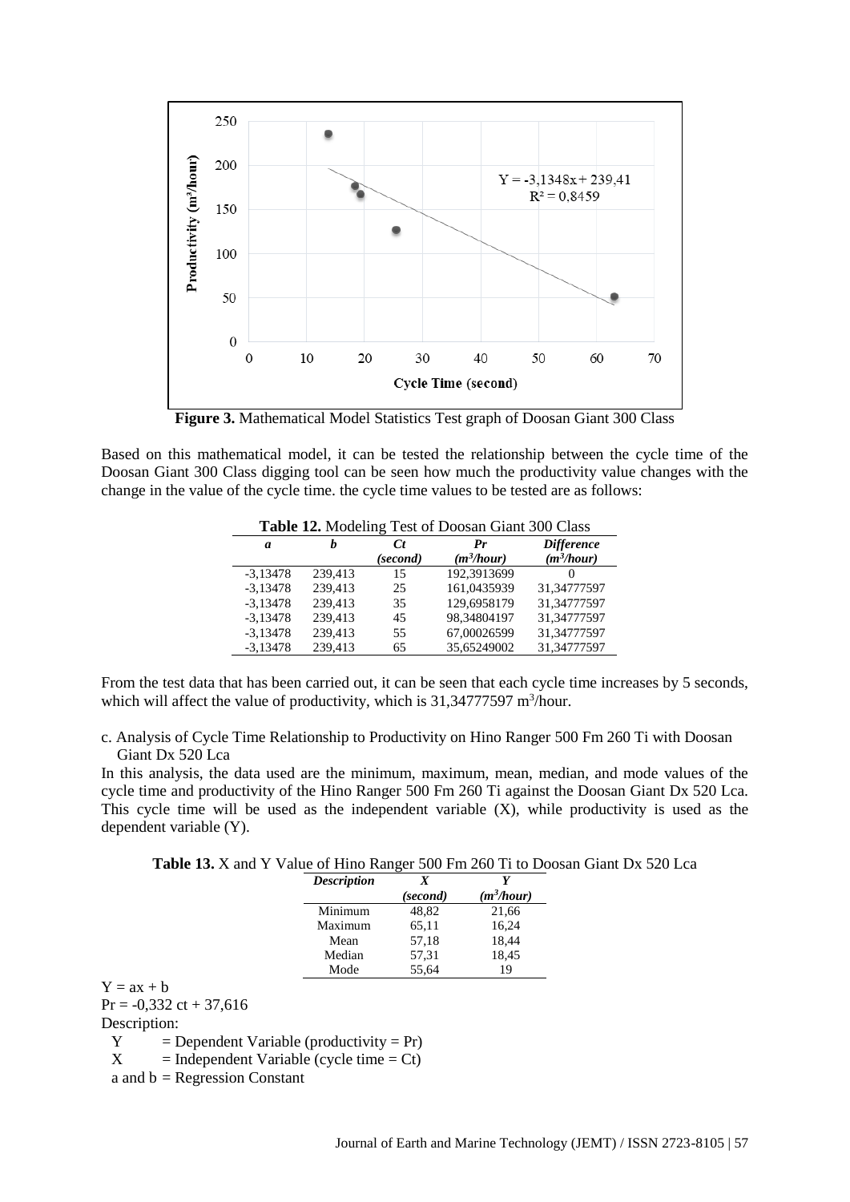**Figure 3.** Mathematical Model Statistics Test graph of Doosan Giant 300 Class

Based on this mathematical model, it can be tested the relationship between the cycle time of the Doosan Giant 300 Class digging tool can be seen how much the productivity value changes with the change in the value of the cycle time. the cycle time values to be tested are as follows:

**Table 12.** Modeling Test of Doosan Giant 300 Class

| *a* | *b* | *Ct* (*second*) | *Pr* (*$m^3$/hour*) | *Difference* (*$m^3$/hour*) |
|---|---|---|---|---|
| -3,13478 | 239,413 | 15 | 192,3913699 | 0 |
| -3,13478 | 239,413 | 25 | 161,0435939 | 31,34777597 |
| -3,13478 | 239,413 | 35 | 129,6958179 | 31,34777597 |
| -3,13478 | 239,413 | 45 | 98,34804197 | 31,34777597 |
| -3,13478 | 239,413 | 55 | 67,00026599 | 31,34777597 |
| -3,13478 | 239,413 | 65 | 35,65249002 | 31,34777597 |

From the test data that has been carried out, it can be seen that each cycle time increases by 5 seconds, which will affect the value of productivity, which is 31,34777597 $m^3$/hour.

c. Analysis of Cycle Time Relationship to Productivity on Hino Ranger 500 Fm 260 Ti with Doosan Giant Dx 520 Lca

In this analysis, the data used are the minimum, maximum, mean, median, and mode values of the cycle time and productivity of the Hino Ranger 500 Fm 260 Ti against the Doosan Giant Dx 520 Lca. This cycle time will be used as the independent variable (X), while productivity is used as the dependent variable (Y).

**Table 13.** X and Y Value of Hino Ranger 500 Fm 260 Ti to Doosan Giant Dx 520 Lca

| *Description* | *X* (*second*) | *Y* (*$m^3$/hour*) |
|---|---|---|
| Minimum | 48,82 | 21,66 |
| Maximum | 65,11 | 16,24 |
| Mean | 57,18 | 18,44 |
| Median | 57,31 | 18,45 |
| Mode | 55,64 | 19 |

$Y = ax + b$

$Pr = -0{,}332\ ct + 37{,}616$

Description:

- Y = Dependent Variable (productivity = Pr)
- X = Independent Variable (cycle time = Ct)
- a and b = Regression Constant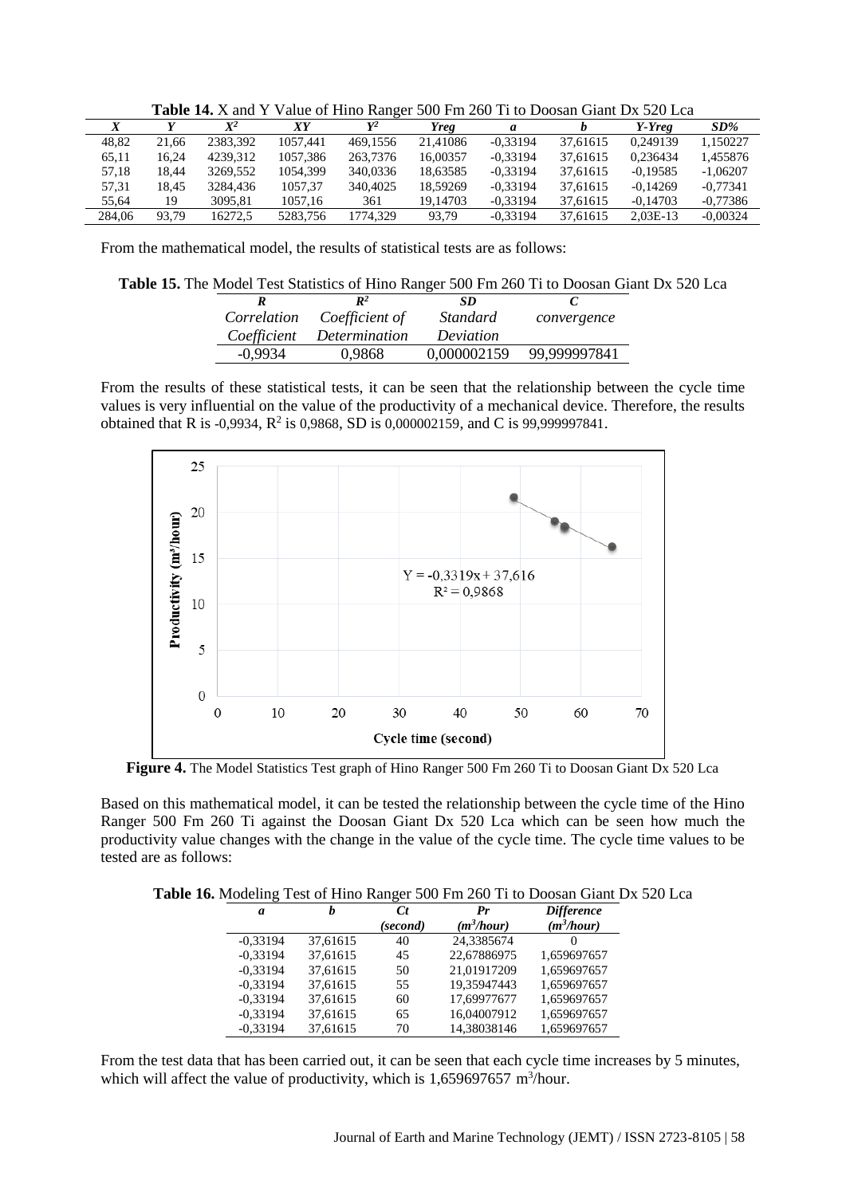**Table 14.** X and Y Value of Hino Ranger 500 Fm 260 Ti to Doosan Giant Dx 520 Lca

| *X* | *Y* | $X^2$ | *XY* | $Y^2$ | *Yreg* | *a* | *b* | *Y-Yreg* | *SD%* |
|---|---|---|---|---|---|---|---|---|---|
| 48,82 | 21,66 | 2383,392 | 1057,441 | 469,1556 | 21,41086 | -0,33194 | 37,61615 | 0,249139 | 1,150227 |
| 65,11 | 16,24 | 4239,312 | 1057,386 | 263,7376 | 16,00357 | -0,33194 | 37,61615 | 0,236434 | 1,455876 |
| 57,18 | 18,44 | 3269,552 | 1054,399 | 340,0336 | 18,63585 | -0,33194 | 37,61615 | -0,19585 | -1,06207 |
| 57,31 | 18,45 | 3284,436 | 1057,37 | 340,4025 | 18,59269 | -0,33194 | 37,61615 | -0,14269 | -0,77341 |
| 55,64 | 19 | 3095,81 | 1057,16 | 361 | 19,14703 | -0,33194 | 37,61615 | -0,14703 | -0,77386 |
| 284,06 | 93,79 | 16272,5 | 5283,756 | 1774,329 | 93,79 | -0,33194 | 37,61615 | 2,03E-13 | -0,00324 |

From the mathematical model, the results of statistical tests are as follows:

**Table 15.** The Model Test Statistics of Hino Ranger 500 Fm 260 Ti to Doosan Giant Dx 520 Lca

| *R* | $R^2$ | *SD* | *C* |
|---|---|---|---|
| *Correlation Coefficient* | *Coefficient of Determination* | *Standard Deviation* | *convergence* |
| -0,9934 | 0,9868 | 0,000002159 | 99,999997841 |

From the results of these statistical tests, it can be seen that the relationship between the cycle time values is very influential on the value of the productivity of a mechanical device. Therefore, the results obtained that R is -0,9934, $R^2$ is 0,9868, SD is 0,000002159, and C is 99,999997841.

**Figure 4.** The Model Statistics Test graph of Hino Ranger 500 Fm 260 Ti to Doosan Giant Dx 520 Lca

Based on this mathematical model, it can be tested the relationship between the cycle time of the Hino Ranger 500 Fm 260 Ti against the Doosan Giant Dx 520 Lca which can be seen how much the productivity value changes with the change in the value of the cycle time. The cycle time values to be tested are as follows:

**Table 16.** Modeling Test of Hino Ranger 500 Fm 260 Ti to Doosan Giant Dx 520 Lca

| *a* | *b* | *Ct* (second) | *Pr* ($m^3$/hour) | *Difference* ($m^3$/hour) |
|---|---|---|---|---|
| -0,33194 | 37,61615 | 40 | 24,3385674 | 0 |
| -0,33194 | 37,61615 | 45 | 22,67886975 | 1,659697657 |
| -0,33194 | 37,61615 | 50 | 21,01917209 | 1,659697657 |
| -0,33194 | 37,61615 | 55 | 19,35947443 | 1,659697657 |
| -0,33194 | 37,61615 | 60 | 17,69977677 | 1,659697657 |
| -0,33194 | 37,61615 | 65 | 16,04007912 | 1,659697657 |
| -0,33194 | 37,61615 | 70 | 14,38038146 | 1,659697657 |

From the test data that has been carried out, it can be seen that each cycle time increases by 5 minutes, which will affect the value of productivity, which is 1,659697657 $m^3$/hour.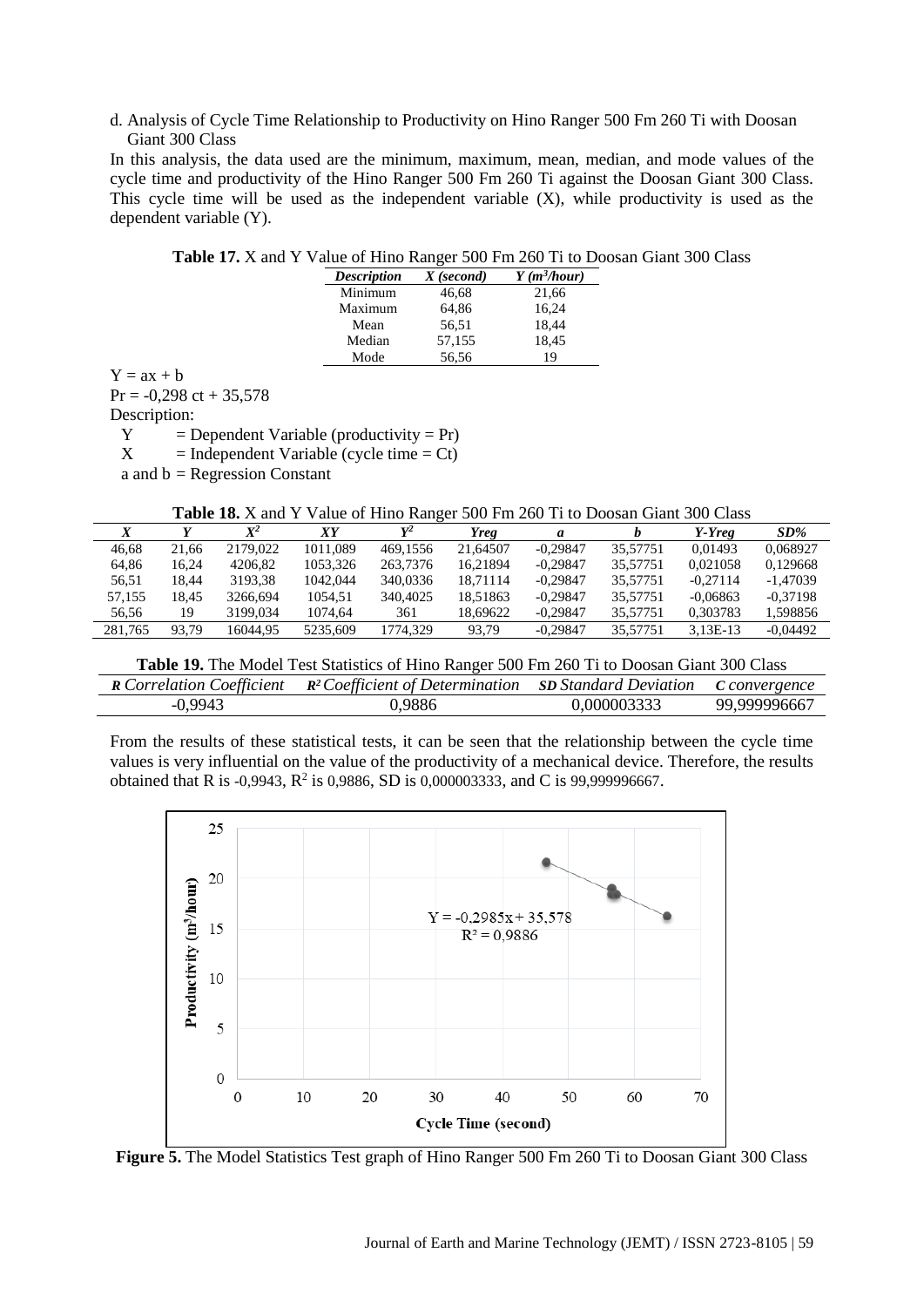d. Analysis of Cycle Time Relationship to Productivity on Hino Ranger 500 Fm 260 Ti with Doosan Giant 300 Class

In this analysis, the data used are the minimum, maximum, mean, median, and mode values of the cycle time and productivity of the Hino Ranger 500 Fm 260 Ti against the Doosan Giant 300 Class. This cycle time will be used as the independent variable (X), while productivity is used as the dependent variable (Y).

**Table 17.** X and Y Value of Hino Ranger 500 Fm 260 Ti to Doosan Giant 300 Class

| *Description* | *X (second)* | *Y ($m^3$/hour)* |
|---|---|---|
| Minimum | 46,68 | 21,66 |
| Maximum | 64,86 | 16,24 |
| Mean | 56,51 | 18,44 |
| Median | 57,155 | 18,45 |
| Mode | 56,56 | 19 |

$Y = ax + b$

$Pr = -0{,}298\ ct + 35{,}578$

Description:

Y = Dependent Variable (productivity = Pr)

X = Independent Variable (cycle time = Ct)

a and b = Regression Constant

**Table 18.** X and Y Value of Hino Ranger 500 Fm 260 Ti to Doosan Giant 300 Class

| *X* | *Y* | *$X^2$* | *XY* | *$Y^2$* | *Yreg* | *a* | *b* | *Y-Yreg* | *SD%* |
|---|---|---|---|---|---|---|---|---|---|
| 46,68 | 21,66 | 2179,022 | 1011,089 | 469,1556 | 21,64507 | -0,29847 | 35,57751 | 0,01493 | 0,068927 |
| 64,86 | 16,24 | 4206,82 | 1053,326 | 263,7376 | 16,21894 | -0,29847 | 35,57751 | 0,021058 | 0,129668 |
| 56,51 | 18,44 | 3193,38 | 1042,044 | 340,0336 | 18,71114 | -0,29847 | 35,57751 | -0,27114 | -1,47039 |
| 57,155 | 18,45 | 3266,694 | 1054,51 | 340,4025 | 18,51863 | -0,29847 | 35,57751 | -0,06863 | -0,37198 |
| 56,56 | 19 | 3199,034 | 1074,64 | 361 | 18,69622 | -0,29847 | 35,57751 | 0,303783 | 1,598856 |
| 281,765 | 93,79 | 16044,95 | 5235,609 | 1774,329 | 93,79 | -0,29847 | 35,57751 | 3,13E-13 | -0,04492 |

**Table 19.** The Model Test Statistics of Hino Ranger 500 Fm 260 Ti to Doosan Giant 300 Class

| ***R*** *Correlation Coefficient* | ***$R^2$*** *Coefficient of Determination* | ***SD*** *Standard Deviation* | ***C*** *convergence* |
|---|---|---|---|
| -0,9943 | 0,9886 | 0,000003333 | 99,999996667 |

From the results of these statistical tests, it can be seen that the relationship between the cycle time values is very influential on the value of the productivity of a mechanical device. Therefore, the results obtained that R is -0,9943, $R^2$ is 0,9886, SD is 0,000003333, and C is 99,999996667.

**Figure 5.** The Model Statistics Test graph of Hino Ranger 500 Fm 260 Ti to Doosan Giant 300 Class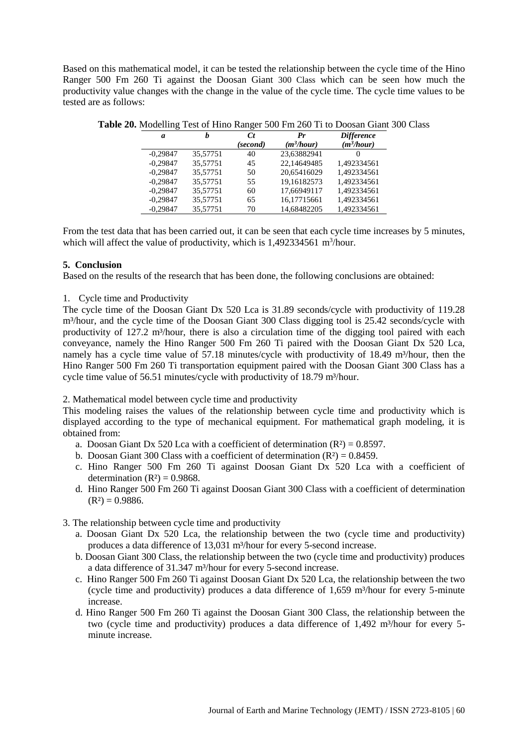Based on this mathematical model, it can be tested the relationship between the cycle time of the Hino Ranger 500 Fm 260 Ti against the Doosan Giant 300 Class which can be seen how much the productivity value changes with the change in the value of the cycle time. The cycle time values to be tested are as follows:

**Table 20.** Modelling Test of Hino Ranger 500 Fm 260 Ti to Doosan Giant 300 Class

| *a* | *b* | *Ct* (*second*) | *Pr* (*m³/hour*) | *Difference* (*m³/hour*) |
|---|---|---|---|---|
| -0,29847 | 35,57751 | 40 | 23,63882941 | 0 |
| -0,29847 | 35,57751 | 45 | 22,14649485 | 1,492334561 |
| -0,29847 | 35,57751 | 50 | 20,65416029 | 1,492334561 |
| -0,29847 | 35,57751 | 55 | 19,16182573 | 1,492334561 |
| -0,29847 | 35,57751 | 60 | 17,66949117 | 1,492334561 |
| -0,29847 | 35,57751 | 65 | 16,17715661 | 1,492334561 |
| -0,29847 | 35,57751 | 70 | 14,68482205 | 1,492334561 |

From the test data that has been carried out, it can be seen that each cycle time increases by 5 minutes, which will affect the value of productivity, which is 1,492334561 $m^3$/hour.

## 5. Conclusion

Based on the results of the research that has been done, the following conclusions are obtained:

1. Cycle time and Productivity

The cycle time of the Doosan Giant Dx 520 Lca is 31.89 seconds/cycle with productivity of 119.28 $m^3$/hour, and the cycle time of the Doosan Giant 300 Class digging tool is 25.42 seconds/cycle with productivity of 127.2 $m^3$/hour, there is also a circulation time of the digging tool paired with each conveyance, namely the Hino Ranger 500 Fm 260 Ti paired with the Doosan Giant Dx 520 Lca, namely has a cycle time value of 57.18 minutes/cycle with productivity of 18.49 $m^3$/hour, then the Hino Ranger 500 Fm 260 Ti transportation equipment paired with the Doosan Giant 300 Class has a cycle time value of 56.51 minutes/cycle with productivity of 18.79 $m^3$/hour.

2. Mathematical model between cycle time and productivity

This modeling raises the values of the relationship between cycle time and productivity which is displayed according to the type of mechanical equipment. For mathematical graph modeling, it is obtained from:

a. Doosan Giant Dx 520 Lca with a coefficient of determination ($R^2$) = 0.8597.
b. Doosan Giant 300 Class with a coefficient of determination ($R^2$) = 0.8459.
c. Hino Ranger 500 Fm 260 Ti against Doosan Giant Dx 520 Lca with a coefficient of determination ($R^2$) = 0.9868.
d. Hino Ranger 500 Fm 260 Ti against Doosan Giant 300 Class with a coefficient of determination ($R^2$) = 0.9886.

3. The relationship between cycle time and productivity

a. Doosan Giant Dx 520 Lca, the relationship between the two (cycle time and productivity) produces a data difference of 13,031 $m^3$/hour for every 5-second increase.
b. Doosan Giant 300 Class, the relationship between the two (cycle time and productivity) produces a data difference of 31.347 $m^3$/hour for every 5-second increase.
c. Hino Ranger 500 Fm 260 Ti against Doosan Giant Dx 520 Lca, the relationship between the two (cycle time and productivity) produces a data difference of 1,659 $m^3$/hour for every 5-minute increase.
d. Hino Ranger 500 Fm 260 Ti against the Doosan Giant 300 Class, the relationship between the two (cycle time and productivity) produces a data difference of 1,492 $m^3$/hour for every 5-minute increase.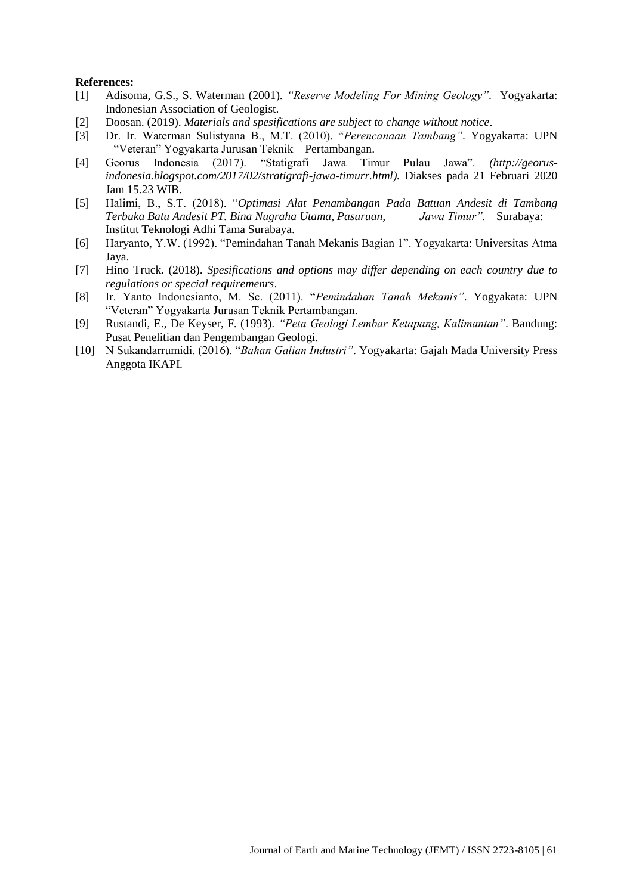**References:**

[1] Adisoma, G.S., S. Waterman (2001). *"Reserve Modeling For Mining Geology"*. Yogyakarta: Indonesian Association of Geologist.

[2] Doosan. (2019). *Materials and spesifications are subject to change without notice*.

[3] Dr. Ir. Waterman Sulistyana B., M.T. (2010). "*Perencanaan Tambang"*. Yogyakarta: UPN "Veteran" Yogyakarta Jurusan Teknik Pertambangan.

[4] Georus Indonesia (2017). "Statigrafi Jawa Timur Pulau Jawa". *(http://georus-indonesia.blogspot.com/2017/02/stratigrafi-jawa-timurr.html).* Diakses pada 21 Februari 2020 Jam 15.23 WIB.

[5] Halimi, B., S.T. (2018). "*Optimasi Alat Penambangan Pada Batuan Andesit di Tambang Terbuka Batu Andesit PT. Bina Nugraha Utama, Pasuruan, Jawa Timur".* Surabaya: Institut Teknologi Adhi Tama Surabaya.

[6] Haryanto, Y.W. (1992). "Pemindahan Tanah Mekanis Bagian 1". Yogyakarta: Universitas Atma Jaya.

[7] Hino Truck. (2018). *Spesifications and options may differ depending on each country due to regulations or special requiremenrs*.

[8] Ir. Yanto Indonesianto, M. Sc. (2011). "*Pemindahan Tanah Mekanis"*. Yogyakata: UPN "Veteran" Yogyakarta Jurusan Teknik Pertambangan.

[9] Rustandi, E., De Keyser, F. (1993). *"Peta Geologi Lembar Ketapang, Kalimantan"*. Bandung: Pusat Penelitian dan Pengembangan Geologi.

[10] N Sukandarrumidi. (2016). "*Bahan Galian Industri"*. Yogyakarta: Gajah Mada University Press Anggota IKAPI.